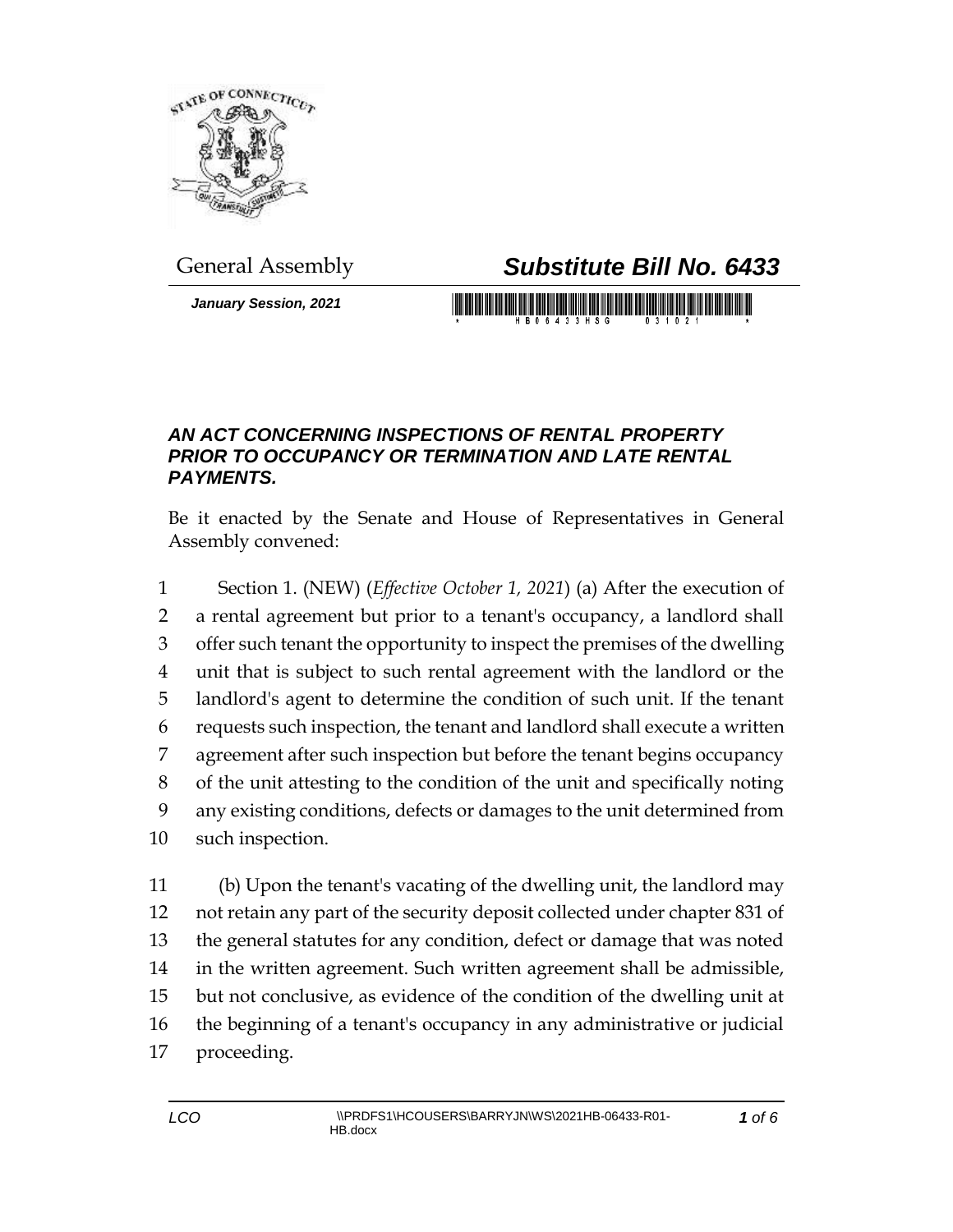General Assembly

# *Substitute Bill No. 6433*

***January Session, 2021***

### *AN ACT CONCERNING INSPECTIONS OF RENTAL PROPERTY PRIOR TO OCCUPANCY OR TERMINATION AND LATE RENTAL PAYMENTS.*

Be it enacted by the Senate and House of Representatives in General Assembly convened:

1 Section 1. (NEW) (*Effective October 1, 2021*) (a) After the execution of
2 a rental agreement but prior to a tenant's occupancy, a landlord shall
3 offer such tenant the opportunity to inspect the premises of the dwelling
4 unit that is subject to such rental agreement with the landlord or the
5 landlord's agent to determine the condition of such unit. If the tenant
6 requests such inspection, the tenant and landlord shall execute a written
7 agreement after such inspection but before the tenant begins occupancy
8 of the unit attesting to the condition of the unit and specifically noting
9 any existing conditions, defects or damages to the unit determined from
10 such inspection.

11 (b) Upon the tenant's vacating of the dwelling unit, the landlord may
12 not retain any part of the security deposit collected under chapter 831 of
13 the general statutes for any condition, defect or damage that was noted
14 in the written agreement. Such written agreement shall be admissible,
15 but not conclusive, as evidence of the condition of the dwelling unit at
16 the beginning of a tenant's occupancy in any administrative or judicial
17 proceeding.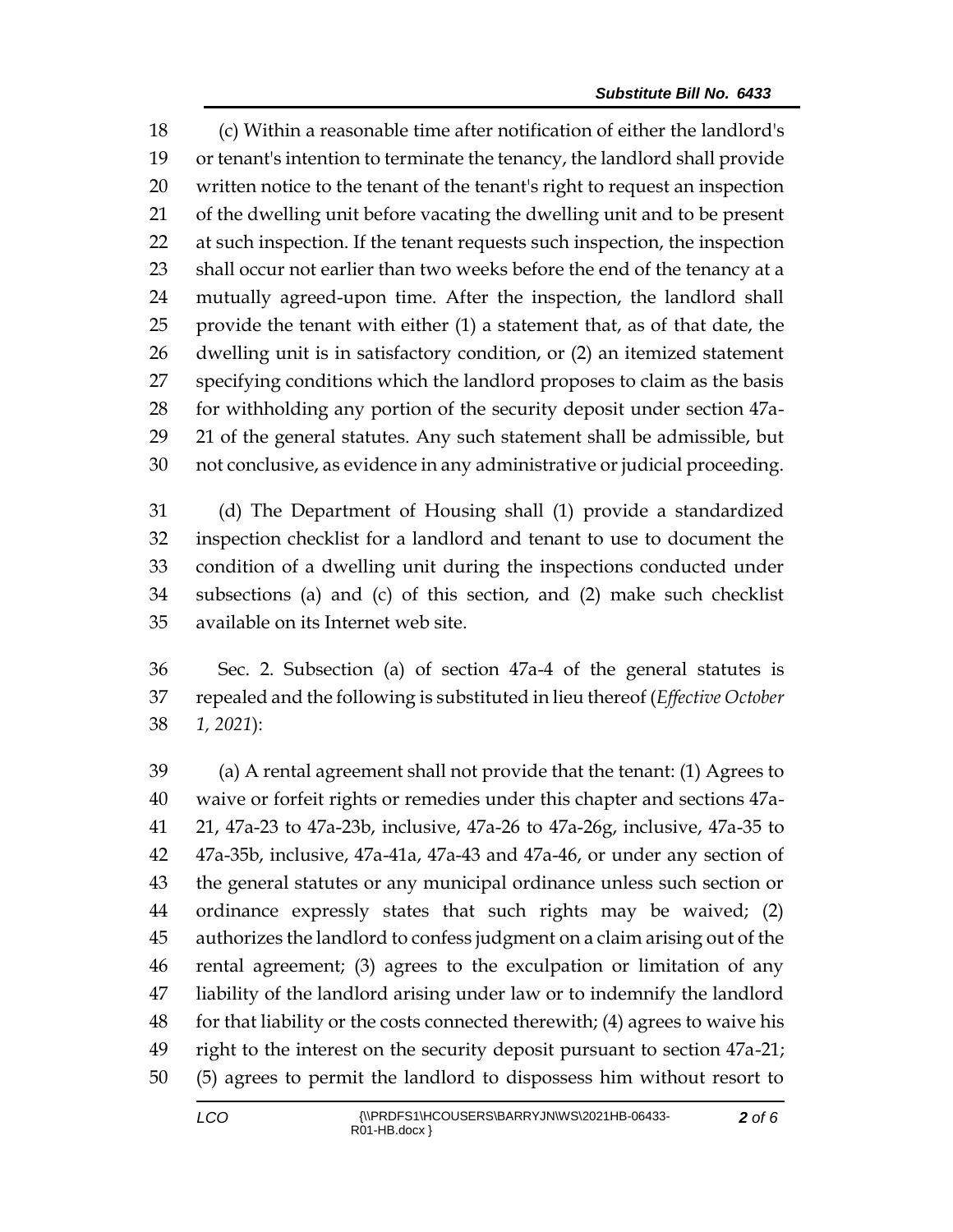(c) Within a reasonable time after notification of either the landlord's or tenant's intention to terminate the tenancy, the landlord shall provide written notice to the tenant of the tenant's right to request an inspection of the dwelling unit before vacating the dwelling unit and to be present at such inspection. If the tenant requests such inspection, the inspection shall occur not earlier than two weeks before the end of the tenancy at a mutually agreed-upon time. After the inspection, the landlord shall provide the tenant with either (1) a statement that, as of that date, the dwelling unit is in satisfactory condition, or (2) an itemized statement specifying conditions which the landlord proposes to claim as the basis for withholding any portion of the security deposit under section 47a-21 of the general statutes. Any such statement shall be admissible, but not conclusive, as evidence in any administrative or judicial proceeding.

(d) The Department of Housing shall (1) provide a standardized inspection checklist for a landlord and tenant to use to document the condition of a dwelling unit during the inspections conducted under subsections (a) and (c) of this section, and (2) make such checklist available on its Internet web site.

Sec. 2. Subsection (a) of section 47a-4 of the general statutes is repealed and the following is substituted in lieu thereof (*Effective October 1, 2021*):

(a) A rental agreement shall not provide that the tenant: (1) Agrees to waive or forfeit rights or remedies under this chapter and sections 47a-21, 47a-23 to 47a-23b, inclusive, 47a-26 to 47a-26g, inclusive, 47a-35 to 47a-35b, inclusive, 47a-41a, 47a-43 and 47a-46, or under any section of the general statutes or any municipal ordinance unless such section or ordinance expressly states that such rights may be waived; (2) authorizes the landlord to confess judgment on a claim arising out of the rental agreement; (3) agrees to the exculpation or limitation of any liability of the landlord arising under law or to indemnify the landlord for that liability or the costs connected therewith; (4) agrees to waive his right to the interest on the security deposit pursuant to section 47a-21; (5) agrees to permit the landlord to dispossess him without resort to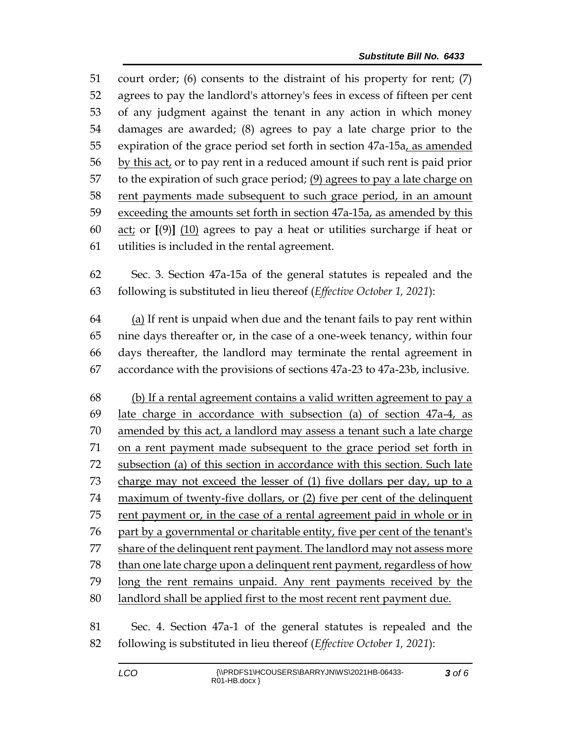court order; (6) consents to the distraint of his property for rent; (7) agrees to pay the landlord's attorney's fees in excess of fifteen per cent of any judgment against the tenant in any action in which money damages are awarded; (8) agrees to pay a late charge prior to the expiration of the grace period set forth in section 47a-15a, as amended by this act, or to pay rent in a reduced amount if such rent is paid prior to the expiration of such grace period; (9) agrees to pay a late charge on rent payments made subsequent to such grace period, in an amount exceeding the amounts set forth in section 47a-15a, as amended by this act; or **[**(9)**]** (10) agrees to pay a heat or utilities surcharge if heat or utilities is included in the rental agreement.

Sec. 3. Section 47a-15a of the general statutes is repealed and the following is substituted in lieu thereof (*Effective October 1, 2021*):

(a) If rent is unpaid when due and the tenant fails to pay rent within nine days thereafter or, in the case of a one-week tenancy, within four days thereafter, the landlord may terminate the rental agreement in accordance with the provisions of sections 47a-23 to 47a-23b, inclusive.

(b) If a rental agreement contains a valid written agreement to pay a late charge in accordance with subsection (a) of section 47a-4, as amended by this act, a landlord may assess a tenant such a late charge on a rent payment made subsequent to the grace period set forth in subsection (a) of this section in accordance with this section. Such late charge may not exceed the lesser of (1) five dollars per day, up to a maximum of twenty-five dollars, or (2) five per cent of the delinquent rent payment or, in the case of a rental agreement paid in whole or in part by a governmental or charitable entity, five per cent of the tenant's share of the delinquent rent payment. The landlord may not assess more than one late charge upon a delinquent rent payment, regardless of how long the rent remains unpaid. Any rent payments received by the landlord shall be applied first to the most recent rent payment due.

Sec. 4. Section 47a-1 of the general statutes is repealed and the following is substituted in lieu thereof (*Effective October 1, 2021*):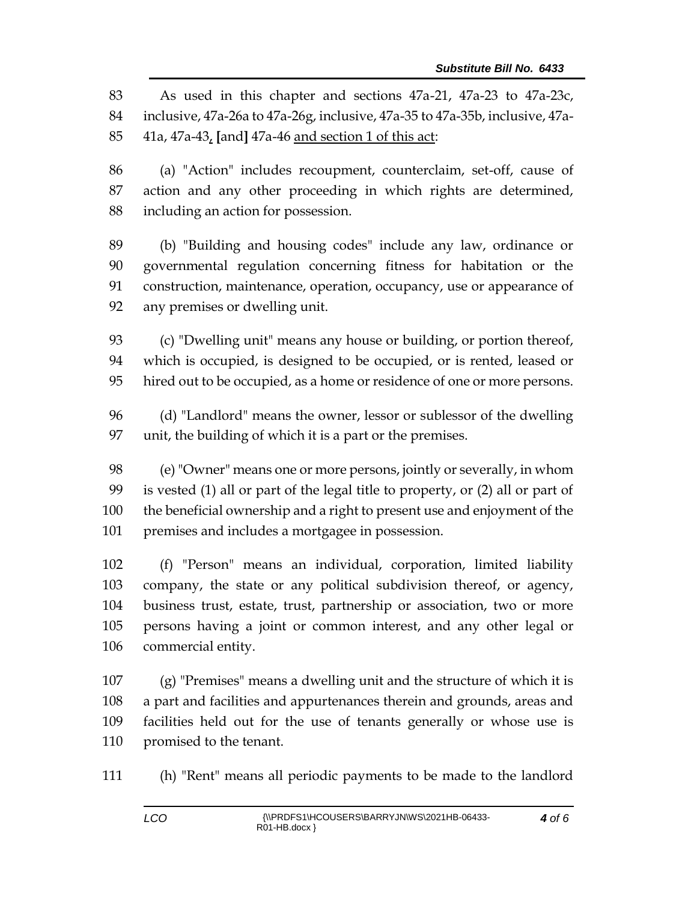As used in this chapter and sections 47a-21, 47a-23 to 47a-23c, inclusive, 47a-26a to 47a-26g, inclusive, 47a-35 to 47a-35b, inclusive, 47a-41a, 47a-43, [and] 47a-46 and section 1 of this act:

(a) "Action" includes recoupment, counterclaim, set-off, cause of action and any other proceeding in which rights are determined, including an action for possession.

(b) "Building and housing codes" include any law, ordinance or governmental regulation concerning fitness for habitation or the construction, maintenance, operation, occupancy, use or appearance of any premises or dwelling unit.

(c) "Dwelling unit" means any house or building, or portion thereof, which is occupied, is designed to be occupied, or is rented, leased or hired out to be occupied, as a home or residence of one or more persons.

(d) "Landlord" means the owner, lessor or sublessor of the dwelling unit, the building of which it is a part or the premises.

(e) "Owner" means one or more persons, jointly or severally, in whom is vested (1) all or part of the legal title to property, or (2) all or part of the beneficial ownership and a right to present use and enjoyment of the premises and includes a mortgagee in possession.

(f) "Person" means an individual, corporation, limited liability company, the state or any political subdivision thereof, or agency, business trust, estate, trust, partnership or association, two or more persons having a joint or common interest, and any other legal or commercial entity.

(g) "Premises" means a dwelling unit and the structure of which it is a part and facilities and appurtenances therein and grounds, areas and facilities held out for the use of tenants generally or whose use is promised to the tenant.

(h) "Rent" means all periodic payments to be made to the landlord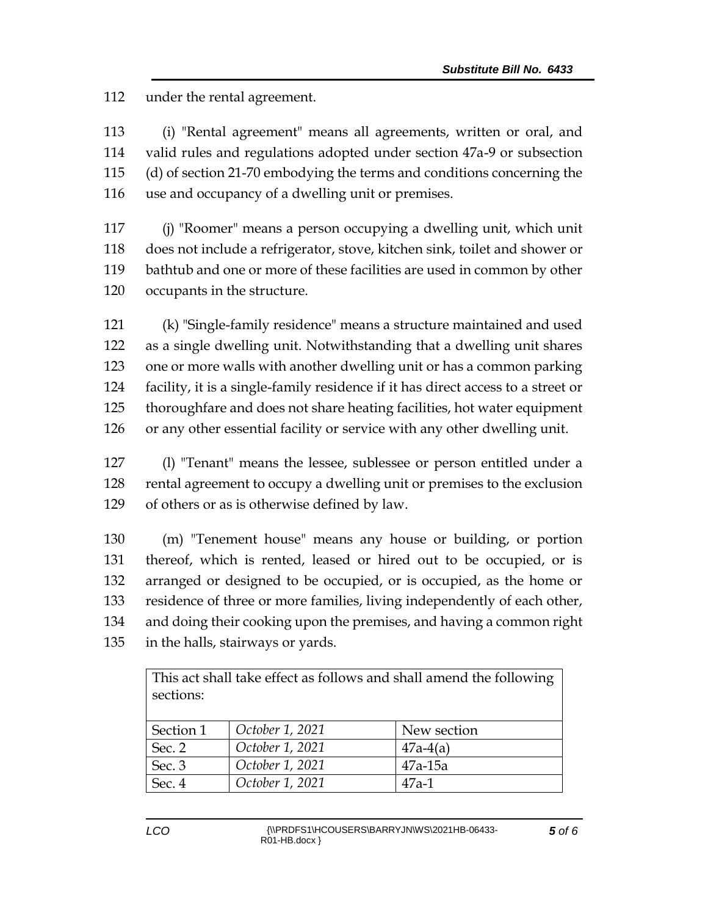under the rental agreement.

(i) "Rental agreement" means all agreements, written or oral, and valid rules and regulations adopted under section 47a-9 or subsection (d) of section 21-70 embodying the terms and conditions concerning the use and occupancy of a dwelling unit or premises.

(j) "Roomer" means a person occupying a dwelling unit, which unit does not include a refrigerator, stove, kitchen sink, toilet and shower or bathtub and one or more of these facilities are used in common by other occupants in the structure.

(k) "Single-family residence" means a structure maintained and used as a single dwelling unit. Notwithstanding that a dwelling unit shares one or more walls with another dwelling unit or has a common parking facility, it is a single-family residence if it has direct access to a street or thoroughfare and does not share heating facilities, hot water equipment or any other essential facility or service with any other dwelling unit.

(l) "Tenant" means the lessee, sublessee or person entitled under a rental agreement to occupy a dwelling unit or premises to the exclusion of others or as is otherwise defined by law.

(m) "Tenement house" means any house or building, or portion thereof, which is rented, leased or hired out to be occupied, or is arranged or designed to be occupied, or is occupied, as the home or residence of three or more families, living independently of each other, and doing their cooking upon the premises, and having a common right in the halls, stairways or yards.

| This act shall take effect as follows and shall amend the following sections: | | |
|---|---|---|
| Section 1 | *October 1, 2021* | New section |
| Sec. 2 | *October 1, 2021* | 47a-4(a) |
| Sec. 3 | *October 1, 2021* | 47a-15a |
| Sec. 4 | *October 1, 2021* | 47a-1 |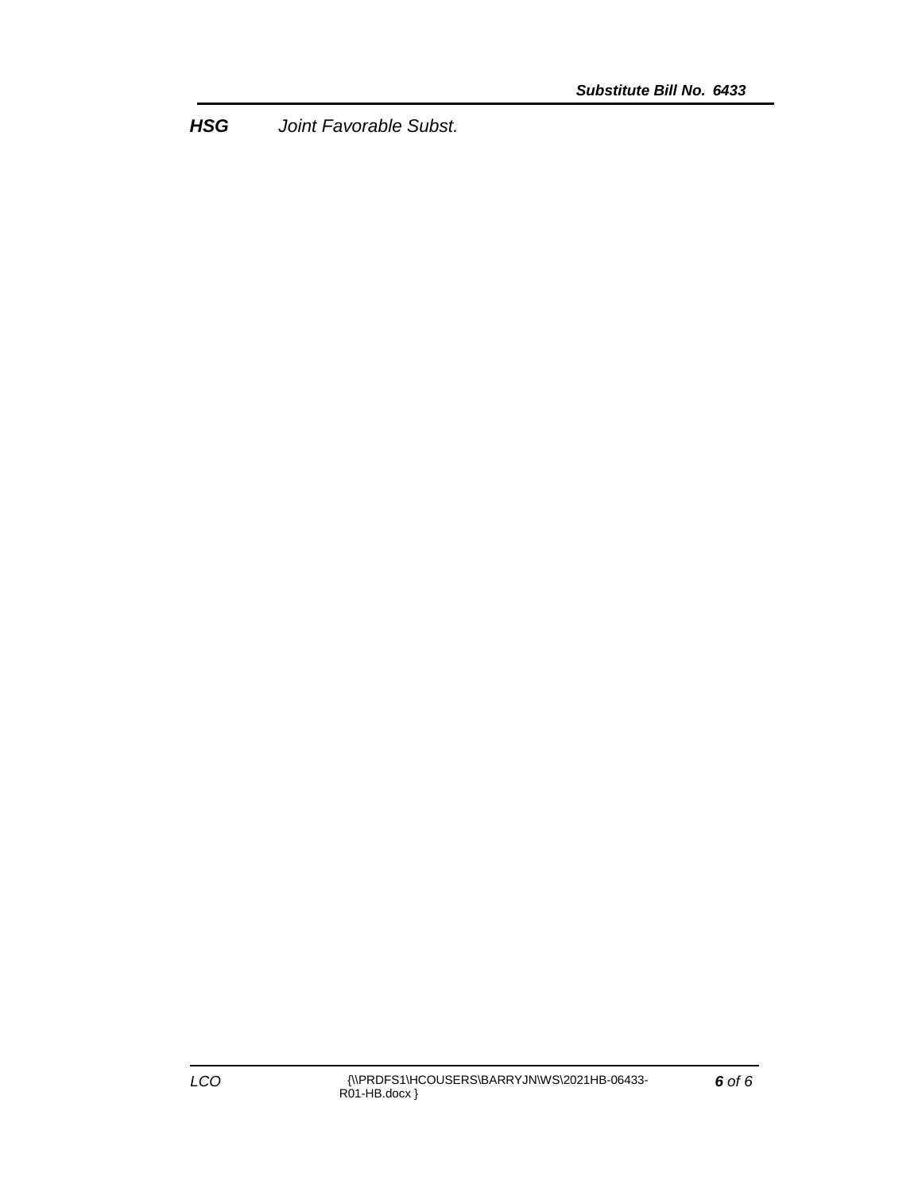*HSG Joint Favorable Subst.*